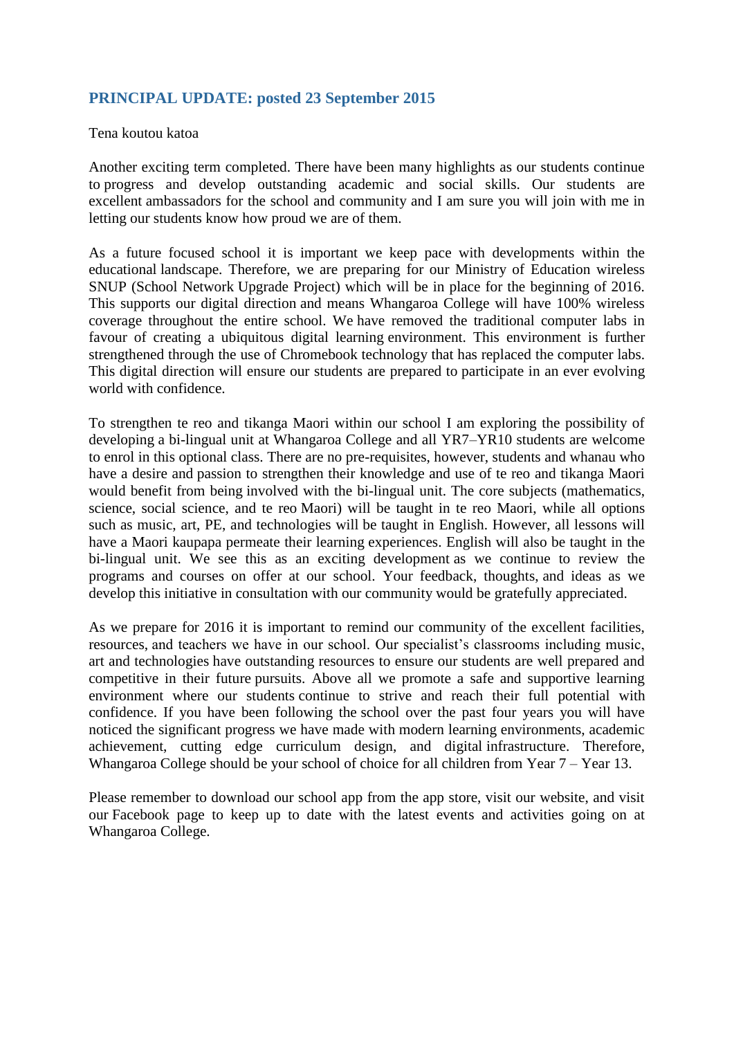## PRINCIPAL UPDATE: posted 23 September 2015

Tena koutou katoa

Another exciting term completed. There have been many highlights as our students continue to progress and develop outstanding academic and social skills. Our students are excellent ambassadors for the school and community and I am sure you will join with me in letting our students know how proud we are of them.

As a future focused school it is important we keep pace with developments within the educational landscape. Therefore, we are preparing for our Ministry of Education wireless SNUP (School Network Upgrade Project) which will be in place for the beginning of 2016. This supports our digital direction and means Whangaroa College will have 100% wireless coverage throughout the entire school. We have removed the traditional computer labs in favour of creating a ubiquitous digital learning environment. This environment is further strengthened through the use of Chromebook technology that has replaced the computer labs. This digital direction will ensure our students are prepared to participate in an ever evolving world with confidence.

To strengthen te reo and tikanga Maori within our school I am exploring the possibility of developing a bi-lingual unit at Whangaroa College and all YR7–YR10 students are welcome to enrol in this optional class. There are no pre-requisites, however, students and whanau who have a desire and passion to strengthen their knowledge and use of te reo and tikanga Maori would benefit from being involved with the bi-lingual unit. The core subjects (mathematics, science, social science, and te reo Maori) will be taught in te reo Maori, while all options such as music, art, PE, and technologies will be taught in English. However, all lessons will have a Maori kaupapa permeate their learning experiences. English will also be taught in the bi-lingual unit. We see this as an exciting development as we continue to review the programs and courses on offer at our school. Your feedback, thoughts, and ideas as we develop this initiative in consultation with our community would be gratefully appreciated.

As we prepare for 2016 it is important to remind our community of the excellent facilities, resources, and teachers we have in our school. Our specialist's classrooms including music, art and technologies have outstanding resources to ensure our students are well prepared and competitive in their future pursuits. Above all we promote a safe and supportive learning environment where our students continue to strive and reach their full potential with confidence. If you have been following the school over the past four years you will have noticed the significant progress we have made with modern learning environments, academic achievement, cutting edge curriculum design, and digital infrastructure. Therefore, Whangaroa College should be your school of choice for all children from Year 7 – Year 13.

Please remember to download our school app from the app store, visit our website, and visit our Facebook page to keep up to date with the latest events and activities going on at Whangaroa College.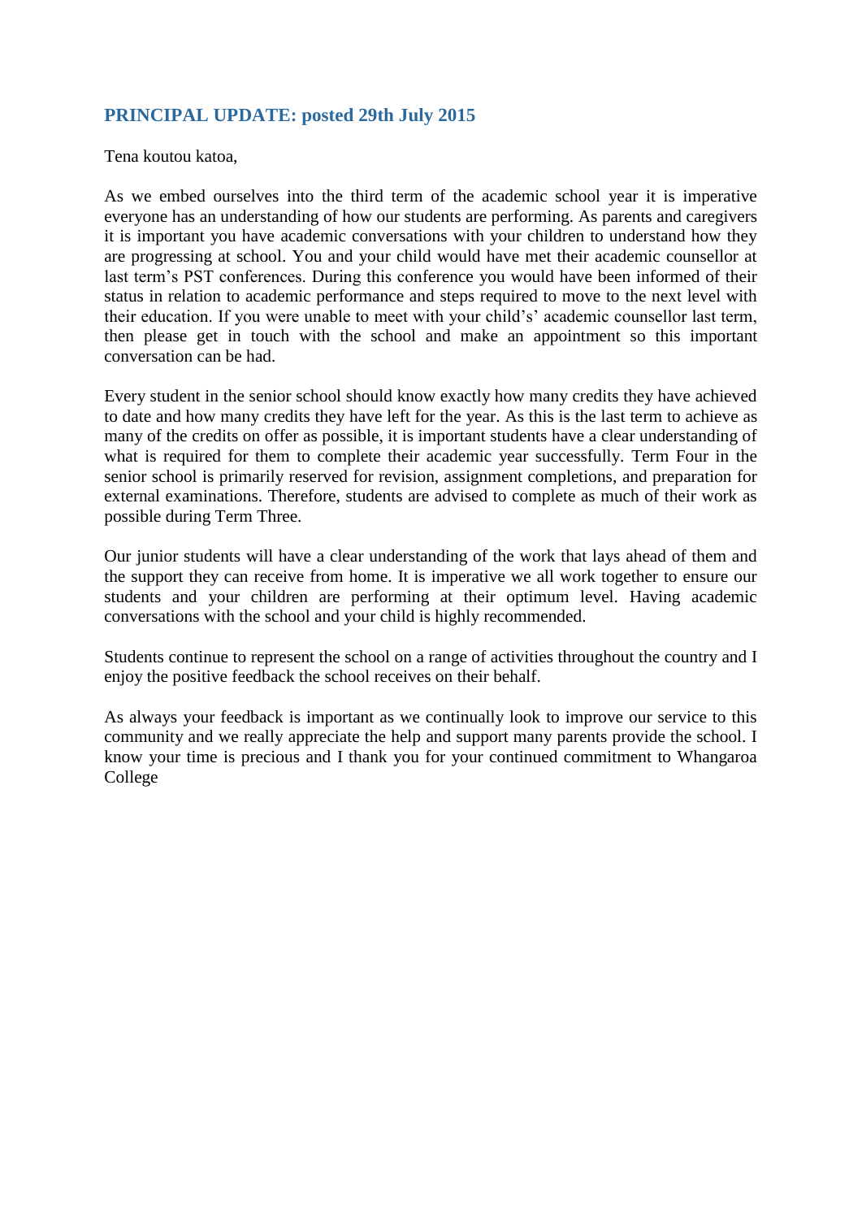## PRINCIPAL UPDATE: posted 29th July 2015

Tena koutou katoa,

As we embed ourselves into the third term of the academic school year it is imperative everyone has an understanding of how our students are performing. As parents and caregivers it is important you have academic conversations with your children to understand how they are progressing at school. You and your child would have met their academic counsellor at last term's PST conferences. During this conference you would have been informed of their status in relation to academic performance and steps required to move to the next level with their education. If you were unable to meet with your child's' academic counsellor last term, then please get in touch with the school and make an appointment so this important conversation can be had.

Every student in the senior school should know exactly how many credits they have achieved to date and how many credits they have left for the year. As this is the last term to achieve as many of the credits on offer as possible, it is important students have a clear understanding of what is required for them to complete their academic year successfully. Term Four in the senior school is primarily reserved for revision, assignment completions, and preparation for external examinations. Therefore, students are advised to complete as much of their work as possible during Term Three.

Our junior students will have a clear understanding of the work that lays ahead of them and the support they can receive from home. It is imperative we all work together to ensure our students and your children are performing at their optimum level. Having academic conversations with the school and your child is highly recommended.

Students continue to represent the school on a range of activities throughout the country and I enjoy the positive feedback the school receives on their behalf.

As always your feedback is important as we continually look to improve our service to this community and we really appreciate the help and support many parents provide the school. I know your time is precious and I thank you for your continued commitment to Whangaroa College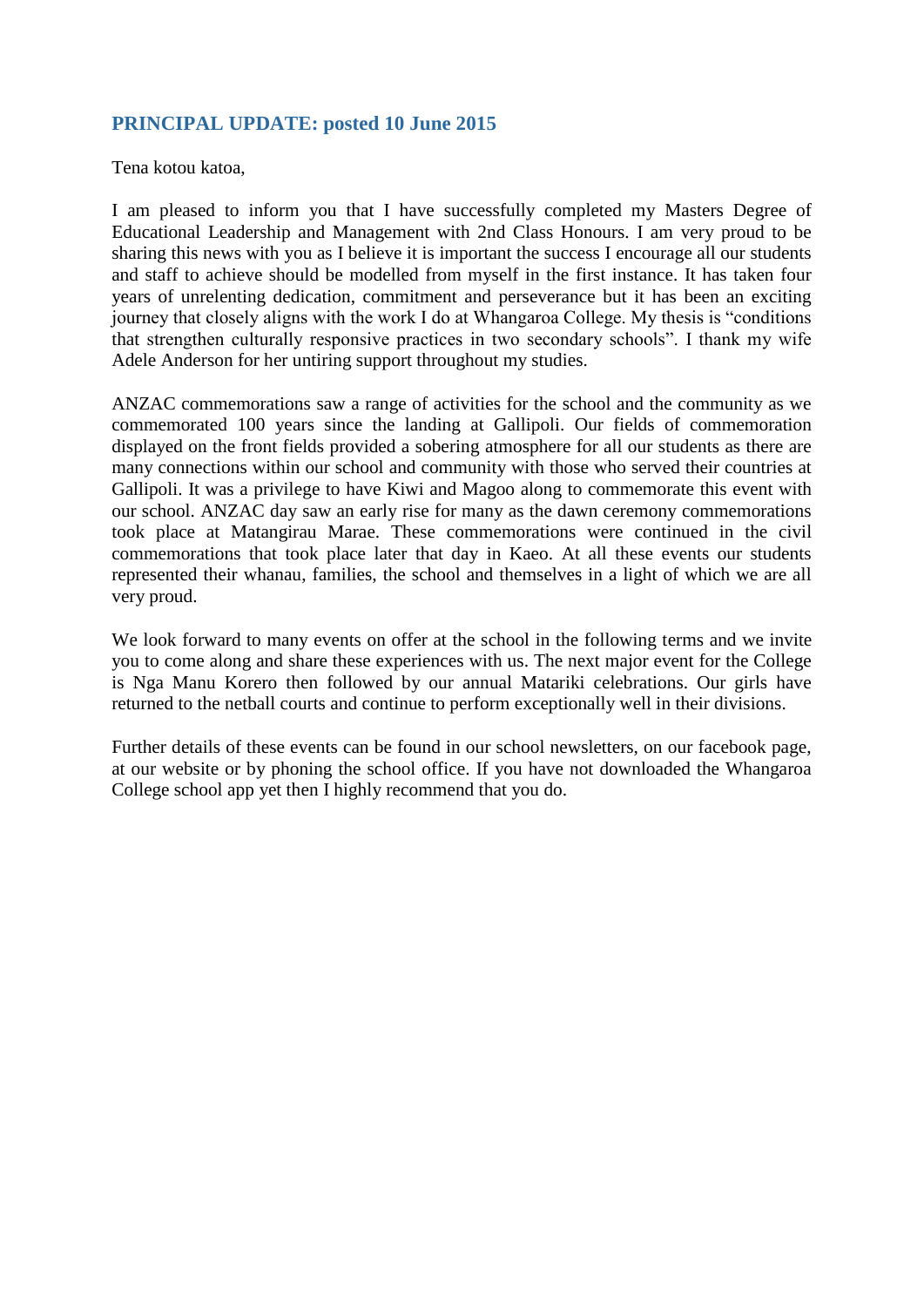## PRINCIPAL UPDATE: posted 10 June 2015

Tena kotou katoa,

I am pleased to inform you that I have successfully completed my Masters Degree of Educational Leadership and Management with 2nd Class Honours. I am very proud to be sharing this news with you as I believe it is important the success I encourage all our students and staff to achieve should be modelled from myself in the first instance. It has taken four years of unrelenting dedication, commitment and perseverance but it has been an exciting journey that closely aligns with the work I do at Whangaroa College. My thesis is "conditions that strengthen culturally responsive practices in two secondary schools". I thank my wife Adele Anderson for her untiring support throughout my studies.

ANZAC commemorations saw a range of activities for the school and the community as we commemorated 100 years since the landing at Gallipoli. Our fields of commemoration displayed on the front fields provided a sobering atmosphere for all our students as there are many connections within our school and community with those who served their countries at Gallipoli. It was a privilege to have Kiwi and Magoo along to commemorate this event with our school. ANZAC day saw an early rise for many as the dawn ceremony commemorations took place at Matangirau Marae. These commemorations were continued in the civil commemorations that took place later that day in Kaeo. At all these events our students represented their whanau, families, the school and themselves in a light of which we are all very proud.

We look forward to many events on offer at the school in the following terms and we invite you to come along and share these experiences with us. The next major event for the College is Nga Manu Korero then followed by our annual Matariki celebrations. Our girls have returned to the netball courts and continue to perform exceptionally well in their divisions.

Further details of these events can be found in our school newsletters, on our facebook page, at our website or by phoning the school office. If you have not downloaded the Whangaroa College school app yet then I highly recommend that you do.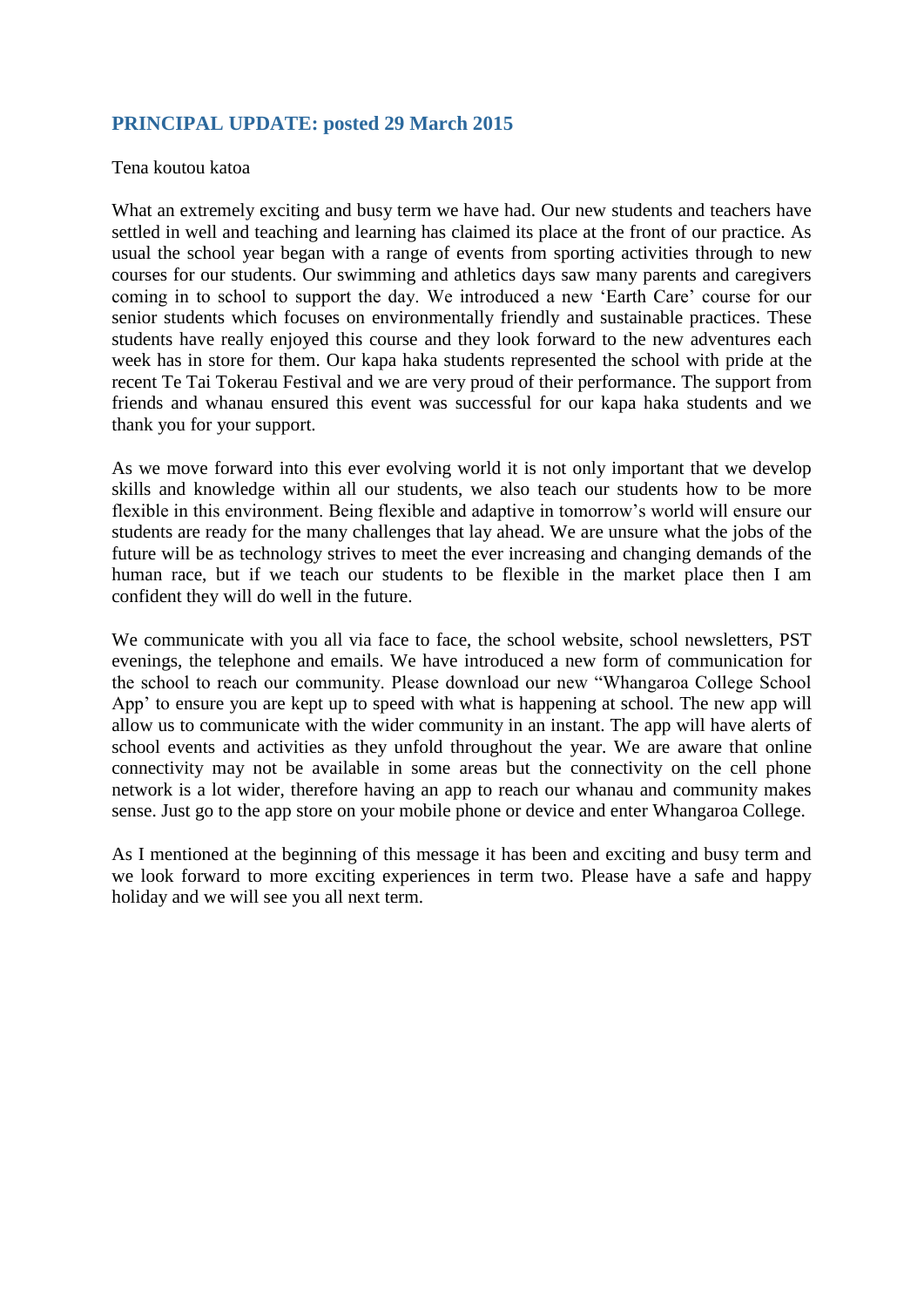## PRINCIPAL UPDATE: posted 29 March 2015

Tena koutou katoa

What an extremely exciting and busy term we have had. Our new students and teachers have settled in well and teaching and learning has claimed its place at the front of our practice. As usual the school year began with a range of events from sporting activities through to new courses for our students. Our swimming and athletics days saw many parents and caregivers coming in to school to support the day. We introduced a new 'Earth Care' course for our senior students which focuses on environmentally friendly and sustainable practices. These students have really enjoyed this course and they look forward to the new adventures each week has in store for them. Our kapa haka students represented the school with pride at the recent Te Tai Tokerau Festival and we are very proud of their performance. The support from friends and whanau ensured this event was successful for our kapa haka students and we thank you for your support.

As we move forward into this ever evolving world it is not only important that we develop skills and knowledge within all our students, we also teach our students how to be more flexible in this environment. Being flexible and adaptive in tomorrow's world will ensure our students are ready for the many challenges that lay ahead. We are unsure what the jobs of the future will be as technology strives to meet the ever increasing and changing demands of the human race, but if we teach our students to be flexible in the market place then I am confident they will do well in the future.

We communicate with you all via face to face, the school website, school newsletters, PST evenings, the telephone and emails. We have introduced a new form of communication for the school to reach our community. Please download our new "Whangaroa College School App' to ensure you are kept up to speed with what is happening at school. The new app will allow us to communicate with the wider community in an instant. The app will have alerts of school events and activities as they unfold throughout the year. We are aware that online connectivity may not be available in some areas but the connectivity on the cell phone network is a lot wider, therefore having an app to reach our whanau and community makes sense. Just go to the app store on your mobile phone or device and enter Whangaroa College.

As I mentioned at the beginning of this message it has been and exciting and busy term and we look forward to more exciting experiences in term two. Please have a safe and happy holiday and we will see you all next term.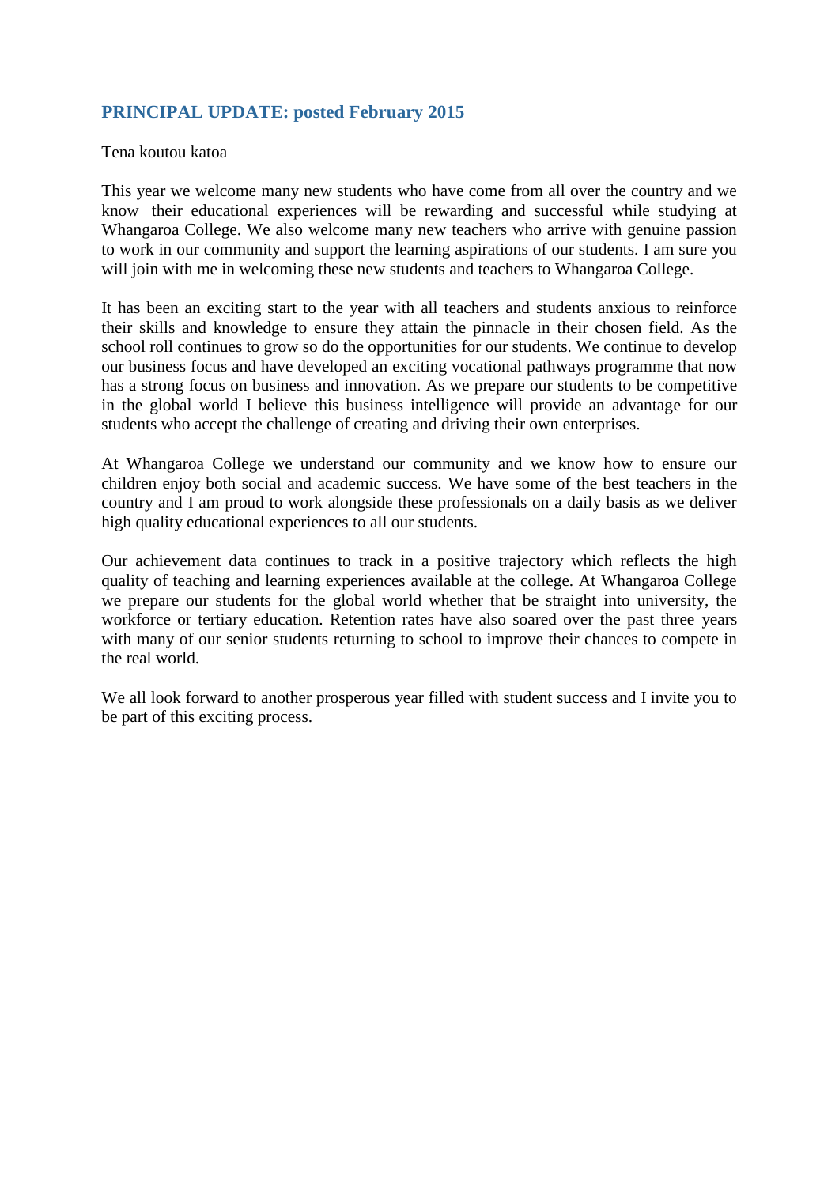## PRINCIPAL UPDATE: posted February 2015

Tena koutou katoa

This year we welcome many new students who have come from all over the country and we know their educational experiences will be rewarding and successful while studying at Whangaroa College. We also welcome many new teachers who arrive with genuine passion to work in our community and support the learning aspirations of our students. I am sure you will join with me in welcoming these new students and teachers to Whangaroa College.

It has been an exciting start to the year with all teachers and students anxious to reinforce their skills and knowledge to ensure they attain the pinnacle in their chosen field. As the school roll continues to grow so do the opportunities for our students. We continue to develop our business focus and have developed an exciting vocational pathways programme that now has a strong focus on business and innovation. As we prepare our students to be competitive in the global world I believe this business intelligence will provide an advantage for our students who accept the challenge of creating and driving their own enterprises.

At Whangaroa College we understand our community and we know how to ensure our children enjoy both social and academic success. We have some of the best teachers in the country and I am proud to work alongside these professionals on a daily basis as we deliver high quality educational experiences to all our students.

Our achievement data continues to track in a positive trajectory which reflects the high quality of teaching and learning experiences available at the college. At Whangaroa College we prepare our students for the global world whether that be straight into university, the workforce or tertiary education. Retention rates have also soared over the past three years with many of our senior students returning to school to improve their chances to compete in the real world.

We all look forward to another prosperous year filled with student success and I invite you to be part of this exciting process.